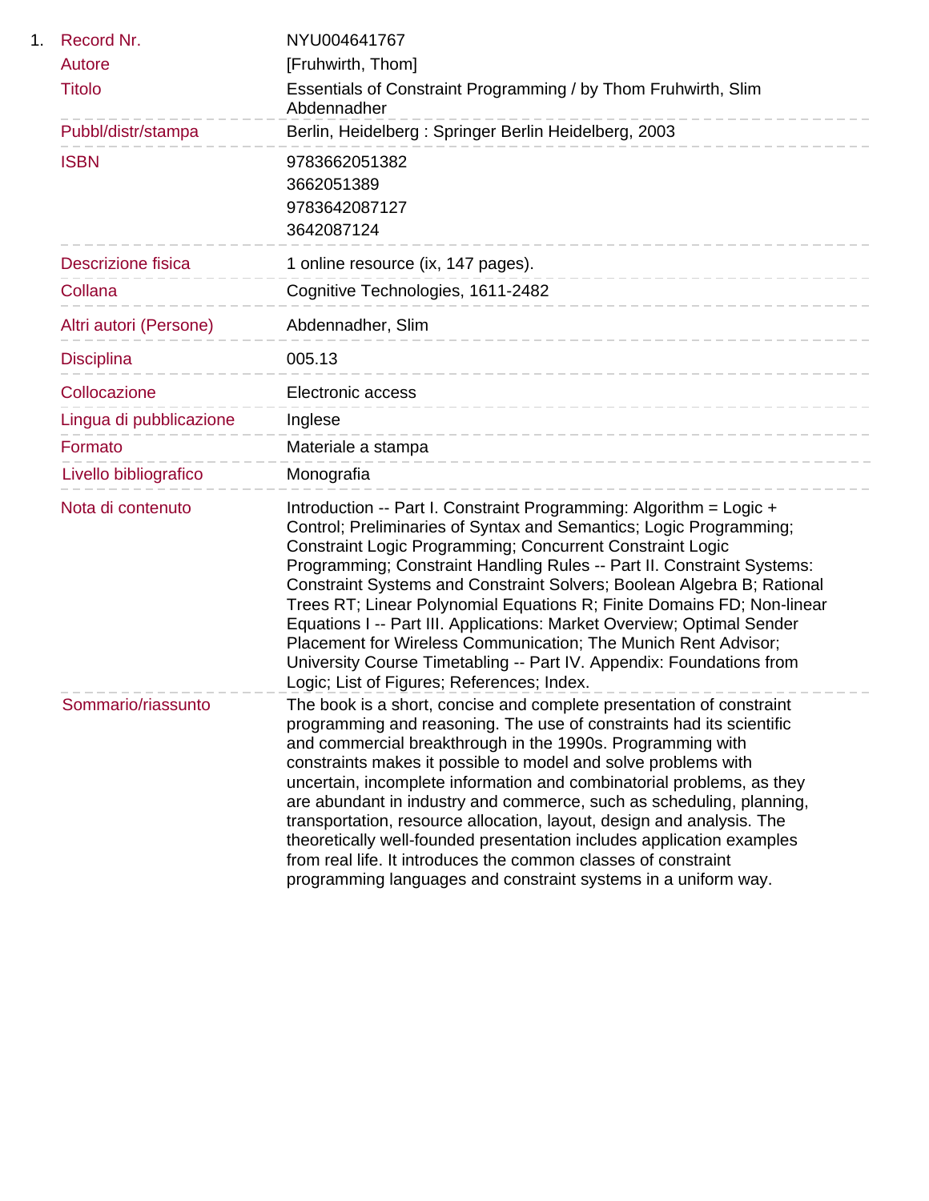1.

| | |
|---|---|
| Record Nr. | NYU004641767 |
| Autore | [Fruhwirth, Thom] |
| Titolo | Essentials of Constraint Programming / by Thom Fruhwirth, Slim Abdennadher |
| Pubbl/distr/stampa | Berlin, Heidelberg : Springer Berlin Heidelberg, 2003 |
| ISBN | 9783662051382<br>3662051389<br>9783642087127<br>3642087124 |
| Descrizione fisica | 1 online resource (ix, 147 pages). |
| Collana | Cognitive Technologies, 1611-2482 |
| Altri autori (Persone) | Abdennadher, Slim |
| Disciplina | 005.13 |
| Collocazione | Electronic access |
| Lingua di pubblicazione | Inglese |
| Formato | Materiale a stampa |
| Livello bibliografico | Monografia |
| Nota di contenuto | Introduction -- Part I. Constraint Programming: Algorithm = Logic + Control; Preliminaries of Syntax and Semantics; Logic Programming; Constraint Logic Programming; Concurrent Constraint Logic Programming; Constraint Handling Rules -- Part II. Constraint Systems: Constraint Systems and Constraint Solvers; Boolean Algebra B; Rational Trees RT; Linear Polynomial Equations R; Finite Domains FD; Non-linear Equations I -- Part III. Applications: Market Overview; Optimal Sender Placement for Wireless Communication; The Munich Rent Advisor; University Course Timetabling -- Part IV. Appendix: Foundations from Logic; List of Figures; References; Index. |
| Sommario/riassunto | The book is a short, concise and complete presentation of constraint programming and reasoning. The use of constraints had its scientific and commercial breakthrough in the 1990s. Programming with constraints makes it possible to model and solve problems with uncertain, incomplete information and combinatorial problems, as they are abundant in industry and commerce, such as scheduling, planning, transportation, resource allocation, layout, design and analysis. The theoretically well-founded presentation includes application examples from real life. It introduces the common classes of constraint programming languages and constraint systems in a uniform way. |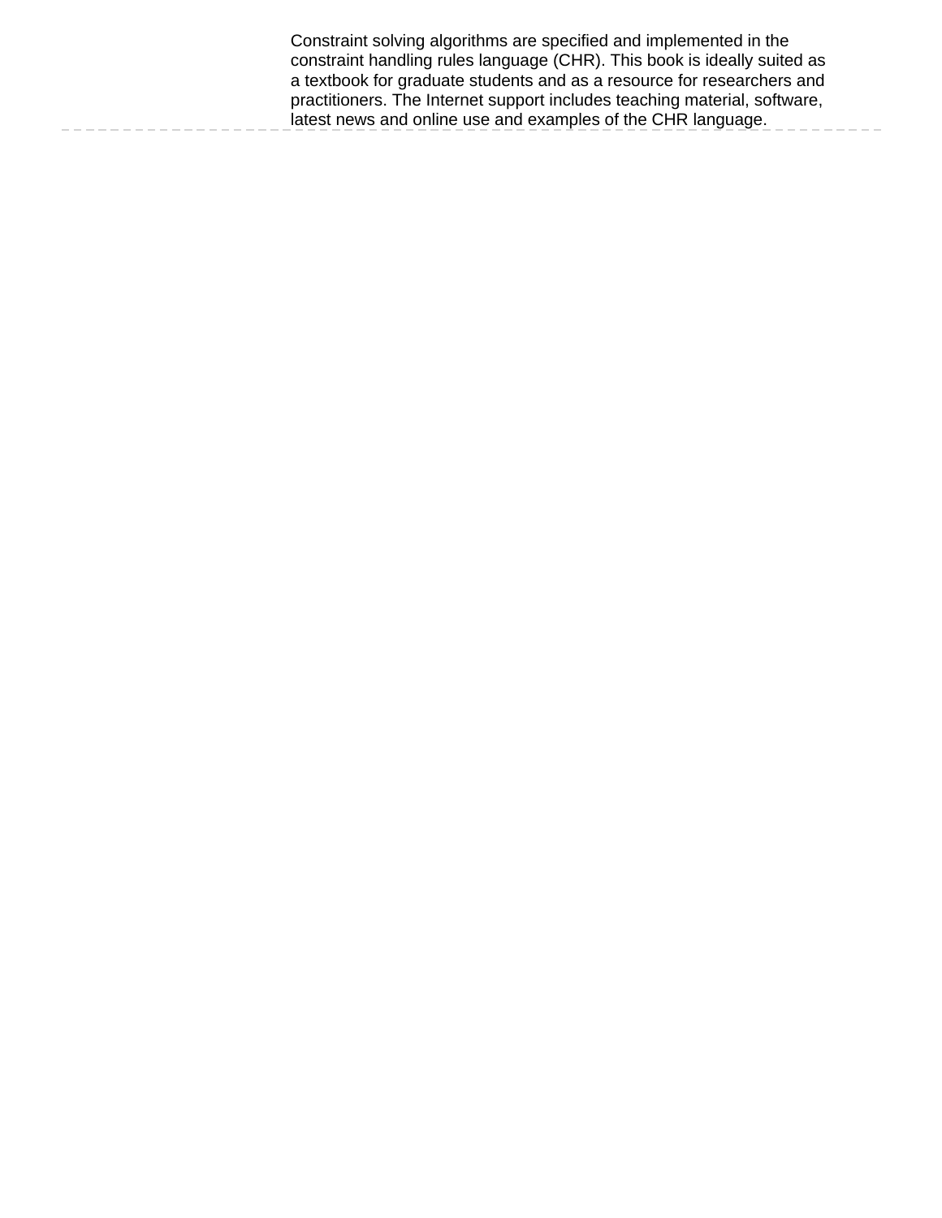Constraint solving algorithms are specified and implemented in the constraint handling rules language (CHR). This book is ideally suited as a textbook for graduate students and as a resource for researchers and practitioners. The Internet support includes teaching material, software, latest news and online use and examples of the CHR language.